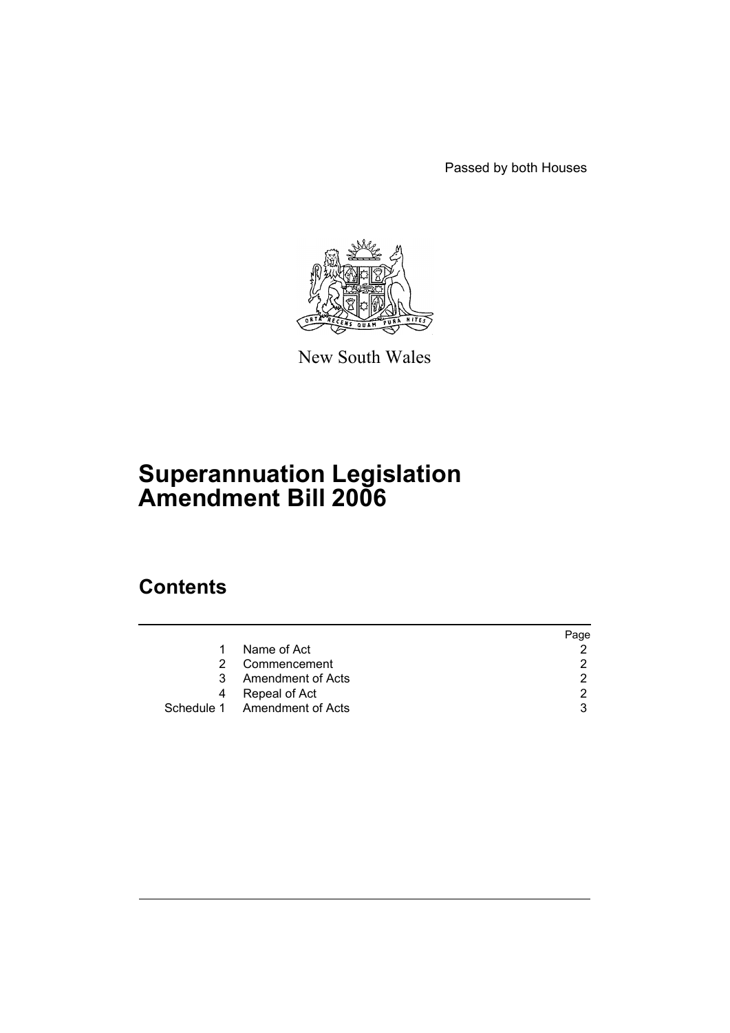Passed by both Houses

New South Wales

# Superannuation Legislation Amendment Bill 2006

## Contents

| | | Page |
|---|---|---|
| 1 | Name of Act | 2 |
| 2 | Commencement | 2 |
| 3 | Amendment of Acts | 2 |
| 4 | Repeal of Act | 2 |
| Schedule 1 | Amendment of Acts | 3 |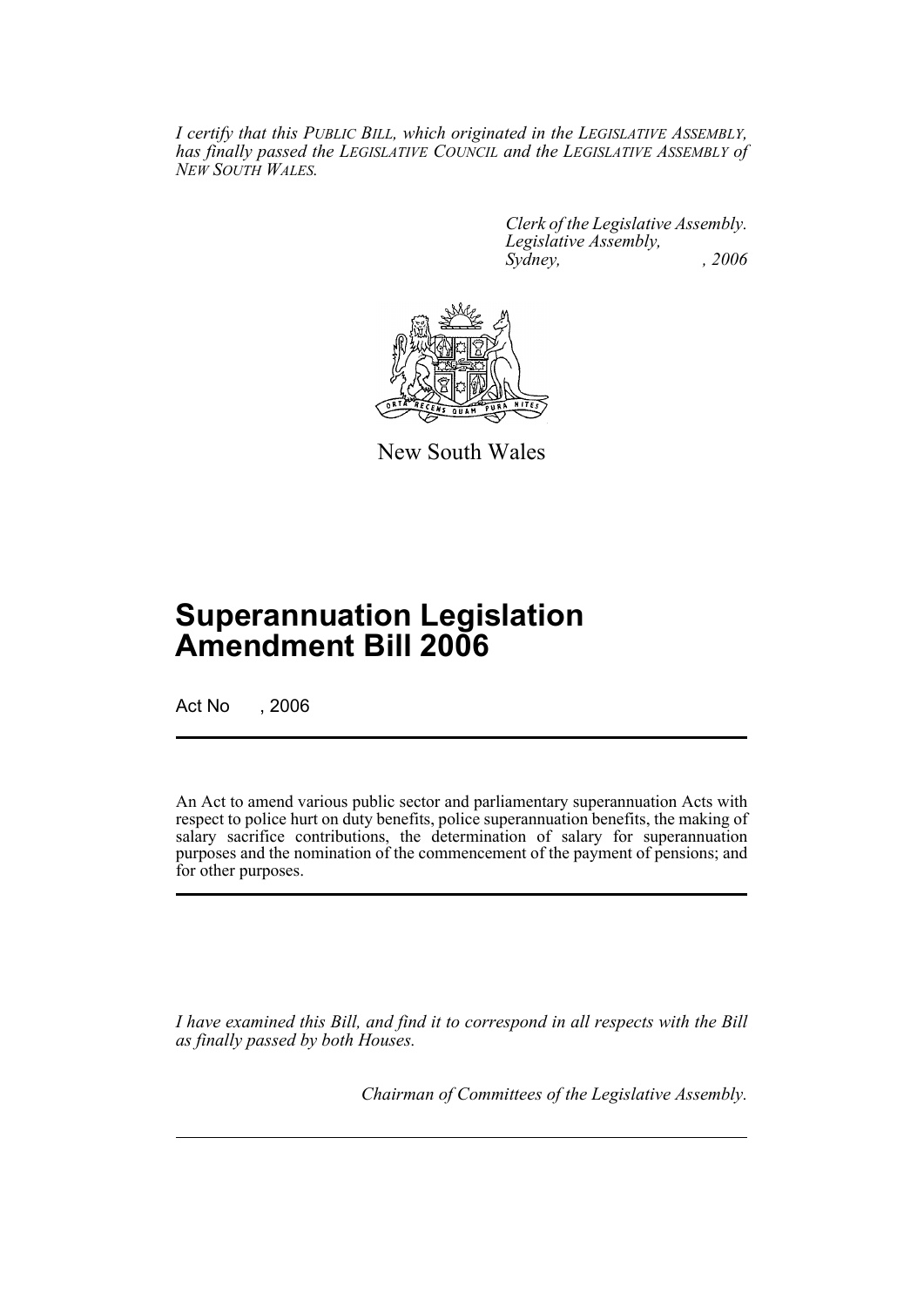*I certify that this PUBLIC BILL, which originated in the LEGISLATIVE ASSEMBLY, has finally passed the LEGISLATIVE COUNCIL and the LEGISLATIVE ASSEMBLY of NEW SOUTH WALES.*

*Clerk of the Legislative Assembly.*
*Legislative Assembly,*
*Sydney, , 2006*

New South Wales

# Superannuation Legislation Amendment Bill 2006

Act No , 2006

An Act to amend various public sector and parliamentary superannuation Acts with respect to police hurt on duty benefits, police superannuation benefits, the making of salary sacrifice contributions, the determination of salary for superannuation purposes and the nomination of the commencement of the payment of pensions; and for other purposes.

*I have examined this Bill, and find it to correspond in all respects with the Bill as finally passed by both Houses.*

*Chairman of Committees of the Legislative Assembly.*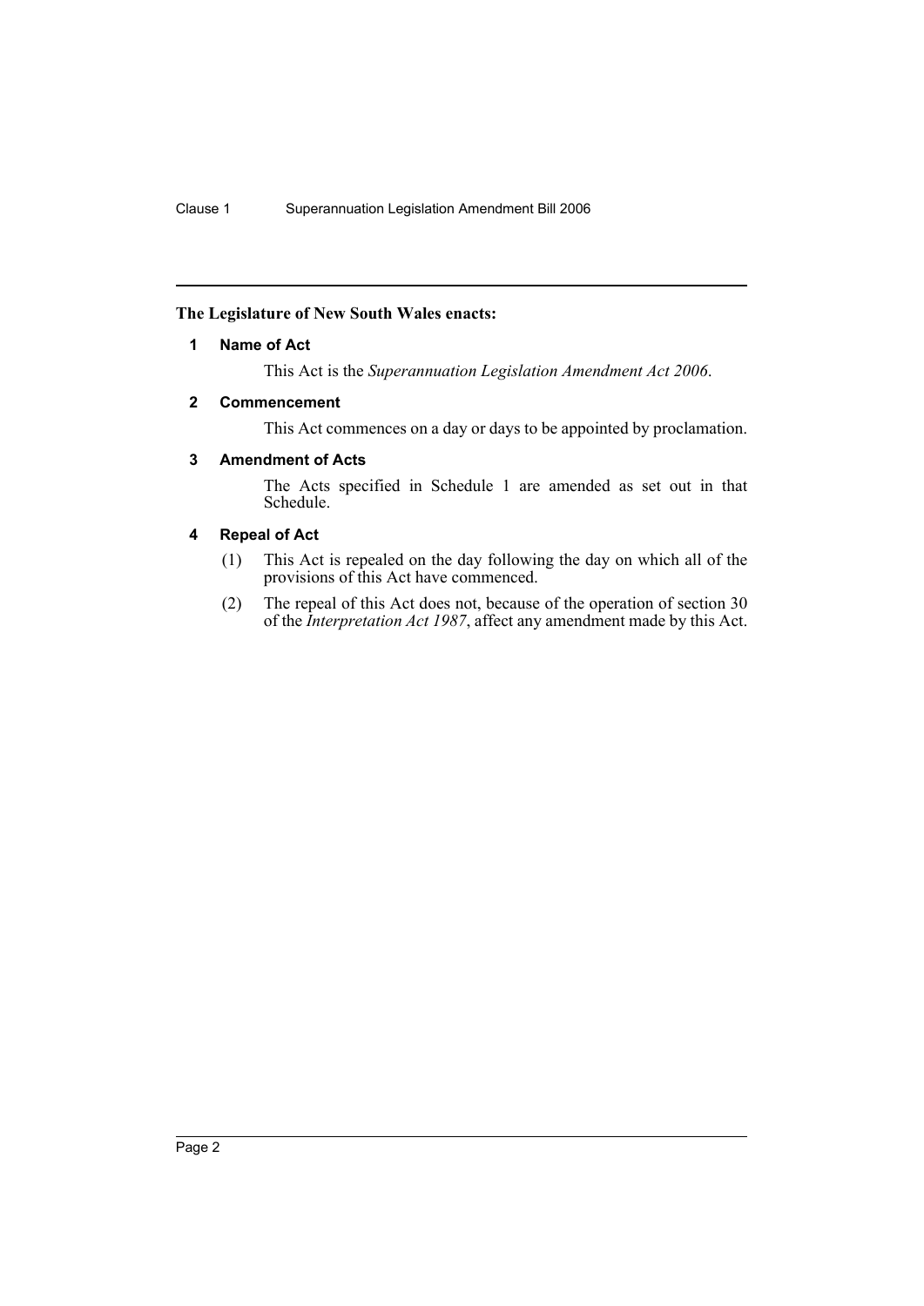**The Legislature of New South Wales enacts:**

## 1 Name of Act

This Act is the *Superannuation Legislation Amendment Act 2006*.

## 2 Commencement

This Act commences on a day or days to be appointed by proclamation.

## 3 Amendment of Acts

The Acts specified in Schedule 1 are amended as set out in that Schedule.

## 4 Repeal of Act

(1) This Act is repealed on the day following the day on which all of the provisions of this Act have commenced.

(2) The repeal of this Act does not, because of the operation of section 30 of the *Interpretation Act 1987*, affect any amendment made by this Act.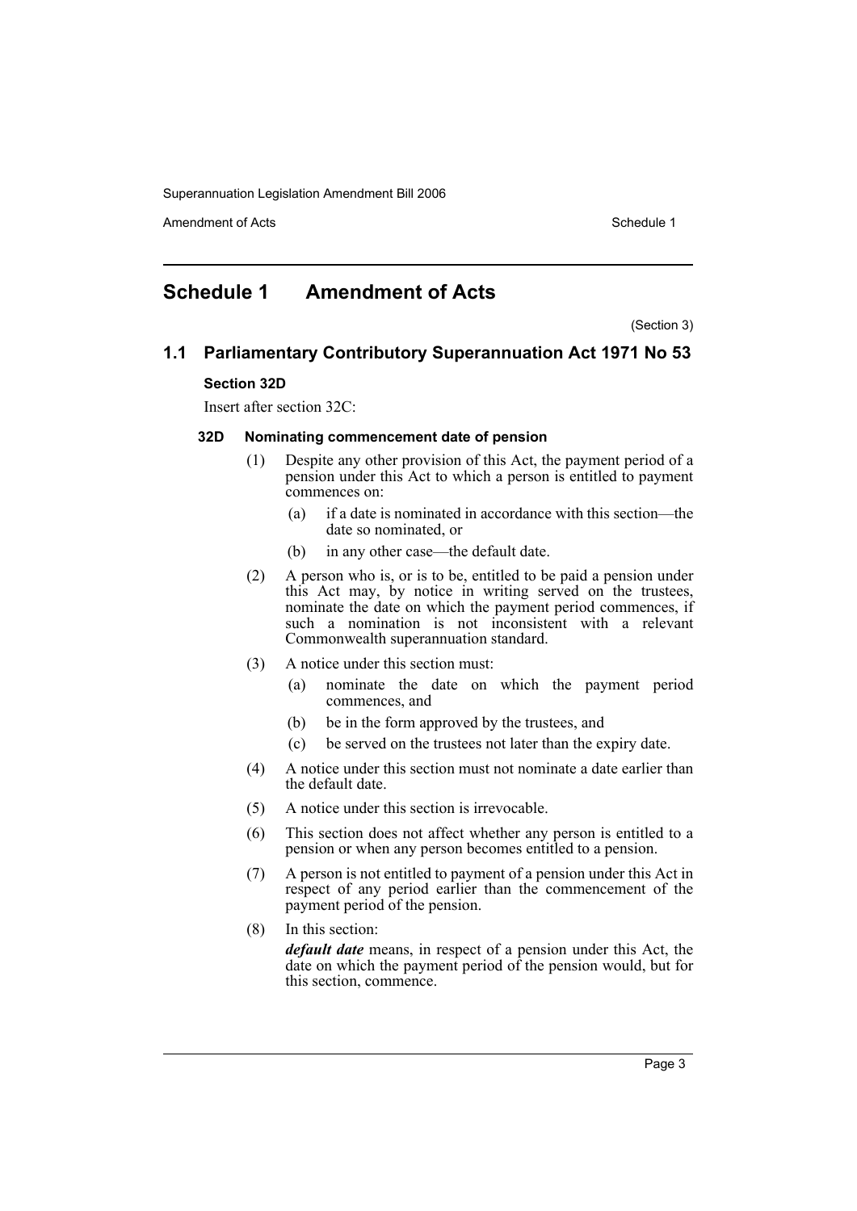# Schedule 1 Amendment of Acts

(Section 3)

## 1.1 Parliamentary Contributory Superannuation Act 1971 No 53

### Section 32D

Insert after section 32C:

#### 32D Nominating commencement date of pension

(1) Despite any other provision of this Act, the payment period of a pension under this Act to which a person is entitled to payment commences on:

- (a) if a date is nominated in accordance with this section—the date so nominated, or
- (b) in any other case—the default date.

(2) A person who is, or is to be, entitled to be paid a pension under this Act may, by notice in writing served on the trustees, nominate the date on which the payment period commences, if such a nomination is not inconsistent with a relevant Commonwealth superannuation standard.

(3) A notice under this section must:

- (a) nominate the date on which the payment period commences, and
- (b) be in the form approved by the trustees, and
- (c) be served on the trustees not later than the expiry date.

(4) A notice under this section must not nominate a date earlier than the default date.

(5) A notice under this section is irrevocable.

(6) This section does not affect whether any person is entitled to a pension or when any person becomes entitled to a pension.

(7) A person is not entitled to payment of a pension under this Act in respect of any period earlier than the commencement of the payment period of the pension.

(8) In this section:

***default date*** means, in respect of a pension under this Act, the date on which the payment period of the pension would, but for this section, commence.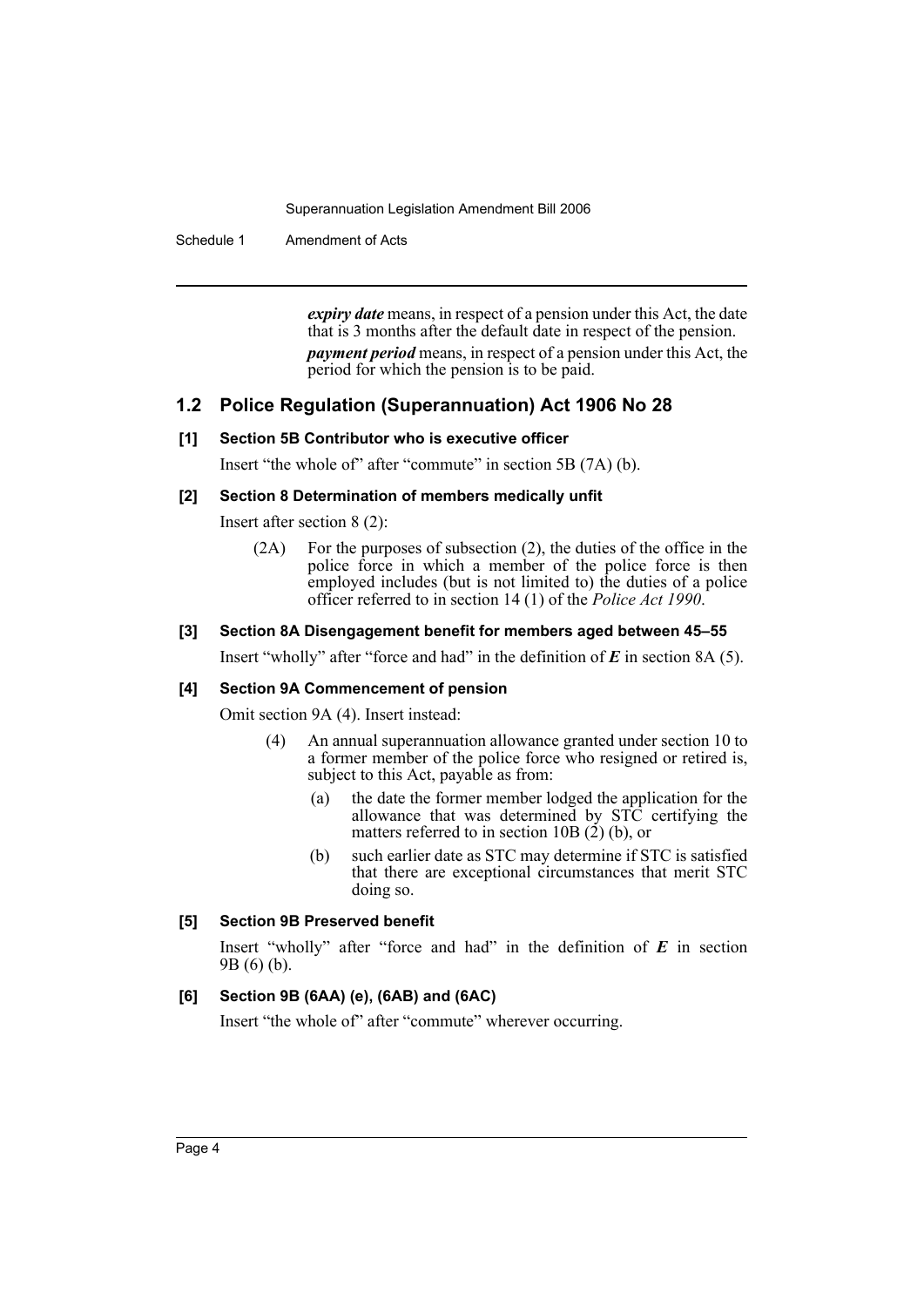***expiry date*** means, in respect of a pension under this Act, the date that is 3 months after the default date in respect of the pension.

***payment period*** means, in respect of a pension under this Act, the period for which the pension is to be paid.

## 1.2 Police Regulation (Superannuation) Act 1906 No 28

### [1] Section 5B Contributor who is executive officer

Insert "the whole of" after "commute" in section 5B (7A) (b).

### [2] Section 8 Determination of members medically unfit

Insert after section 8 (2):

(2A) For the purposes of subsection (2), the duties of the office in the police force in which a member of the police force is then employed includes (but is not limited to) the duties of a police officer referred to in section 14 (1) of the *Police Act 1990*.

### [3] Section 8A Disengagement benefit for members aged between 45–55

Insert "wholly" after "force and had" in the definition of ***E*** in section 8A (5).

### [4] Section 9A Commencement of pension

Omit section 9A (4). Insert instead:

(4) An annual superannuation allowance granted under section 10 to a former member of the police force who resigned or retired is, subject to this Act, payable as from:

(a) the date the former member lodged the application for the allowance that was determined by STC certifying the matters referred to in section 10B (2) (b), or

(b) such earlier date as STC may determine if STC is satisfied that there are exceptional circumstances that merit STC doing so.

### [5] Section 9B Preserved benefit

Insert "wholly" after "force and had" in the definition of ***E*** in section 9B (6) (b).

### [6] Section 9B (6AA) (e), (6AB) and (6AC)

Insert "the whole of" after "commute" wherever occurring.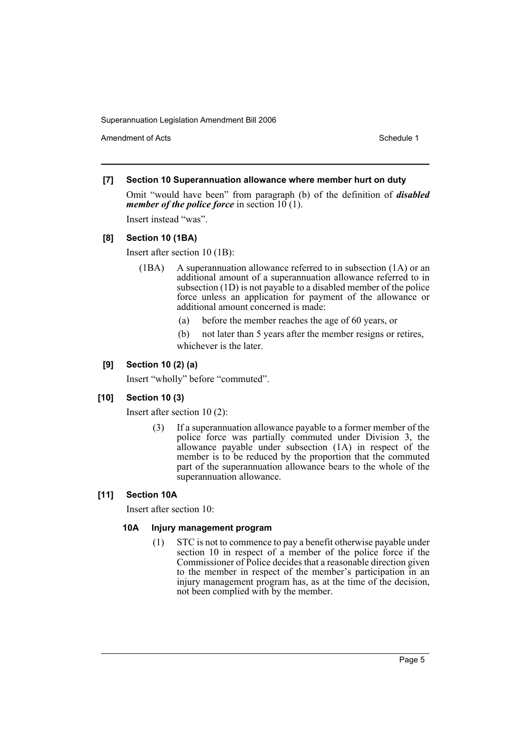### [7] Section 10 Superannuation allowance where member hurt on duty

Omit "would have been" from paragraph (b) of the definition of ***disabled member of the police force*** in section 10 (1).

Insert instead "was".

### [8] Section 10 (1BA)

Insert after section 10 (1B):

> (1BA) A superannuation allowance referred to in subsection (1A) or an additional amount of a superannuation allowance referred to in subsection (1D) is not payable to a disabled member of the police force unless an application for payment of the allowance or additional amount concerned is made:
>
> (a) before the member reaches the age of 60 years, or
>
> (b) not later than 5 years after the member resigns or retires,
>
> whichever is the later.

### [9] Section 10 (2) (a)

Insert "wholly" before "commuted".

### [10] Section 10 (3)

Insert after section 10 (2):

> (3) If a superannuation allowance payable to a former member of the police force was partially commuted under Division 3, the allowance payable under subsection (1A) in respect of the member is to be reduced by the proportion that the commuted part of the superannuation allowance bears to the whole of the superannuation allowance.

### [11] Section 10A

Insert after section 10:

> **10A Injury management program**
>
> (1) STC is not to commence to pay a benefit otherwise payable under section 10 in respect of a member of the police force if the Commissioner of Police decides that a reasonable direction given to the member in respect of the member's participation in an injury management program has, as at the time of the decision, not been complied with by the member.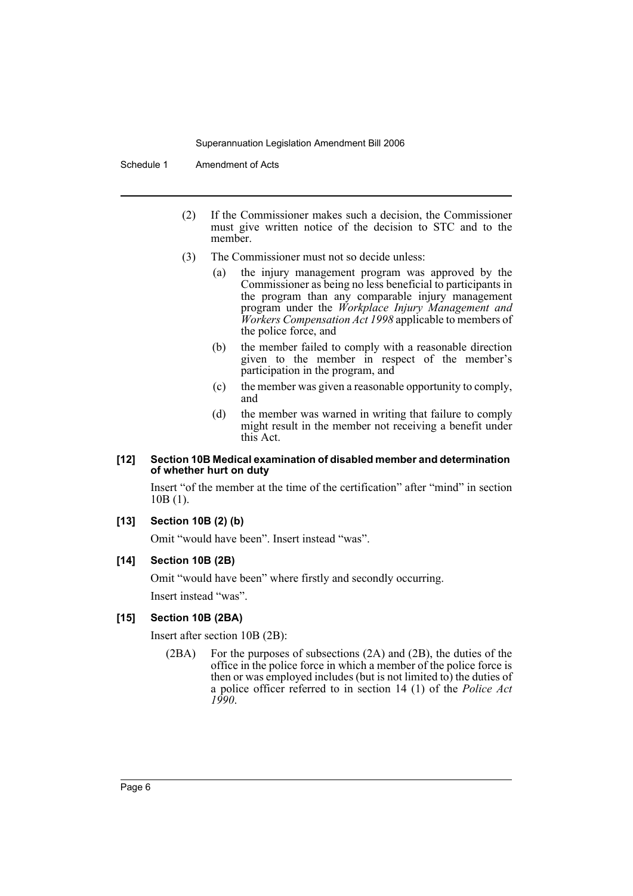(2) If the Commissioner makes such a decision, the Commissioner must give written notice of the decision to STC and to the member.

(3) The Commissioner must not so decide unless:

(a) the injury management program was approved by the Commissioner as being no less beneficial to participants in the program than any comparable injury management program under the *Workplace Injury Management and Workers Compensation Act 1998* applicable to members of the police force, and

(b) the member failed to comply with a reasonable direction given to the member in respect of the member's participation in the program, and

(c) the member was given a reasonable opportunity to comply, and

(d) the member was warned in writing that failure to comply might result in the member not receiving a benefit under this Act.

**[12] Section 10B Medical examination of disabled member and determination of whether hurt on duty**

Insert "of the member at the time of the certification" after "mind" in section 10B (1).

**[13] Section 10B (2) (b)**

Omit "would have been". Insert instead "was".

**[14] Section 10B (2B)**

Omit "would have been" where firstly and secondly occurring.

Insert instead "was".

**[15] Section 10B (2BA)**

Insert after section 10B (2B):

(2BA) For the purposes of subsections (2A) and (2B), the duties of the office in the police force in which a member of the police force is then or was employed includes (but is not limited to) the duties of a police officer referred to in section 14 (1) of the *Police Act 1990*.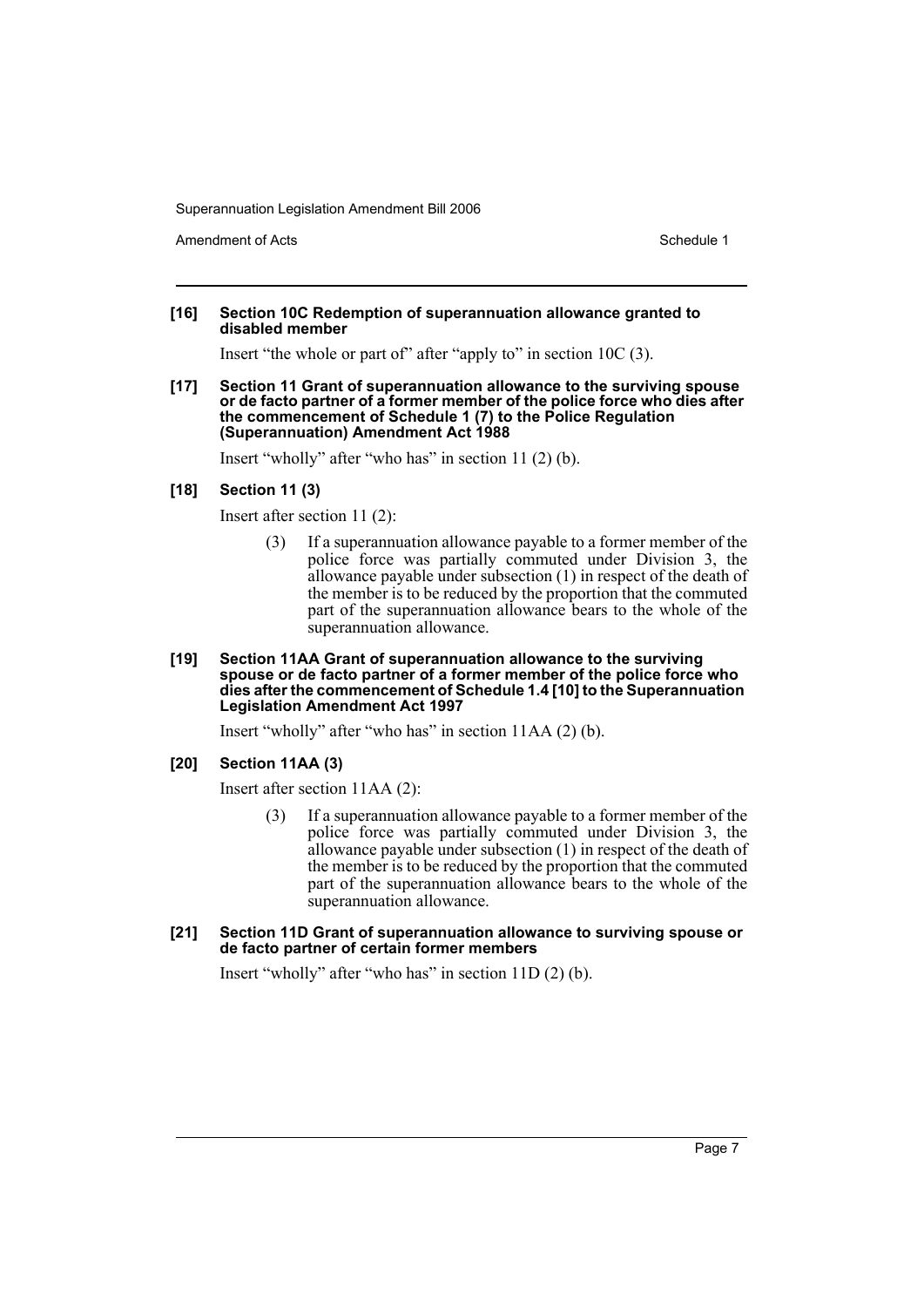**[16] Section 10C Redemption of superannuation allowance granted to disabled member**

Insert "the whole or part of" after "apply to" in section 10C (3).

**[17] Section 11 Grant of superannuation allowance to the surviving spouse or de facto partner of a former member of the police force who dies after the commencement of Schedule 1 (7) to the Police Regulation (Superannuation) Amendment Act 1988**

Insert "wholly" after "who has" in section 11 (2) (b).

**[18] Section 11 (3)**

Insert after section 11 (2):

> (3) If a superannuation allowance payable to a former member of the police force was partially commuted under Division 3, the allowance payable under subsection (1) in respect of the death of the member is to be reduced by the proportion that the commuted part of the superannuation allowance bears to the whole of the superannuation allowance.

**[19] Section 11AA Grant of superannuation allowance to the surviving spouse or de facto partner of a former member of the police force who dies after the commencement of Schedule 1.4 [10] to the Superannuation Legislation Amendment Act 1997**

Insert "wholly" after "who has" in section 11AA (2) (b).

**[20] Section 11AA (3)**

Insert after section 11AA (2):

> (3) If a superannuation allowance payable to a former member of the police force was partially commuted under Division 3, the allowance payable under subsection (1) in respect of the death of the member is to be reduced by the proportion that the commuted part of the superannuation allowance bears to the whole of the superannuation allowance.

**[21] Section 11D Grant of superannuation allowance to surviving spouse or de facto partner of certain former members**

Insert "wholly" after "who has" in section 11D (2) (b).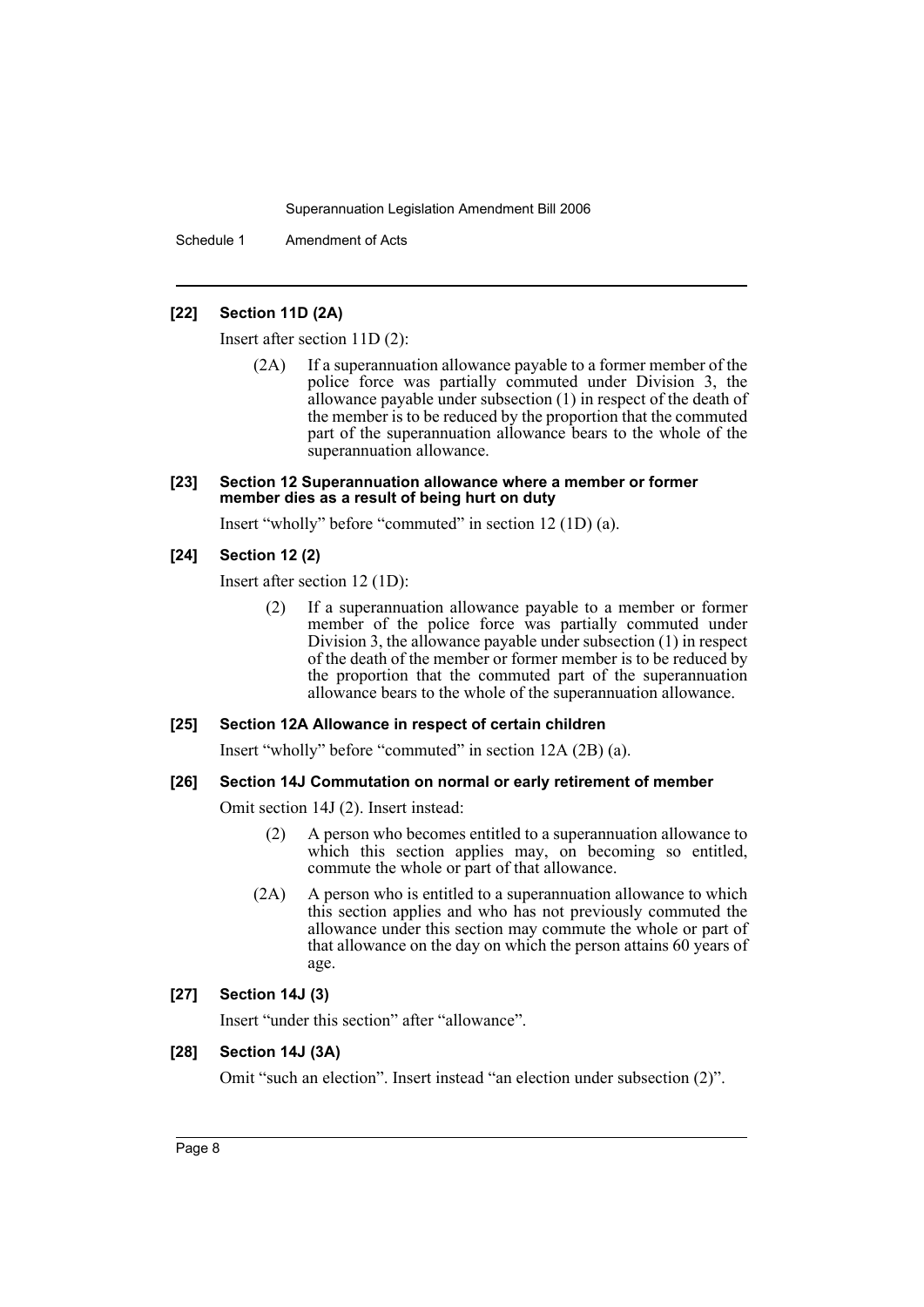### [22] Section 11D (2A)

Insert after section 11D (2):

> (2A) If a superannuation allowance payable to a former member of the police force was partially commuted under Division 3, the allowance payable under subsection (1) in respect of the death of the member is to be reduced by the proportion that the commuted part of the superannuation allowance bears to the whole of the superannuation allowance.

### [23] Section 12 Superannuation allowance where a member or former member dies as a result of being hurt on duty

Insert "wholly" before "commuted" in section 12 (1D) (a).

### [24] Section 12 (2)

Insert after section 12 (1D):

> (2) If a superannuation allowance payable to a member or former member of the police force was partially commuted under Division 3, the allowance payable under subsection (1) in respect of the death of the member or former member is to be reduced by the proportion that the commuted part of the superannuation allowance bears to the whole of the superannuation allowance.

### [25] Section 12A Allowance in respect of certain children

Insert "wholly" before "commuted" in section 12A (2B) (a).

### [26] Section 14J Commutation on normal or early retirement of member

Omit section 14J (2). Insert instead:

> (2) A person who becomes entitled to a superannuation allowance to which this section applies may, on becoming so entitled, commute the whole or part of that allowance.
>
> (2A) A person who is entitled to a superannuation allowance to which this section applies and who has not previously commuted the allowance under this section may commute the whole or part of that allowance on the day on which the person attains 60 years of age.

### [27] Section 14J (3)

Insert "under this section" after "allowance".

### [28] Section 14J (3A)

Omit "such an election". Insert instead "an election under subsection (2)".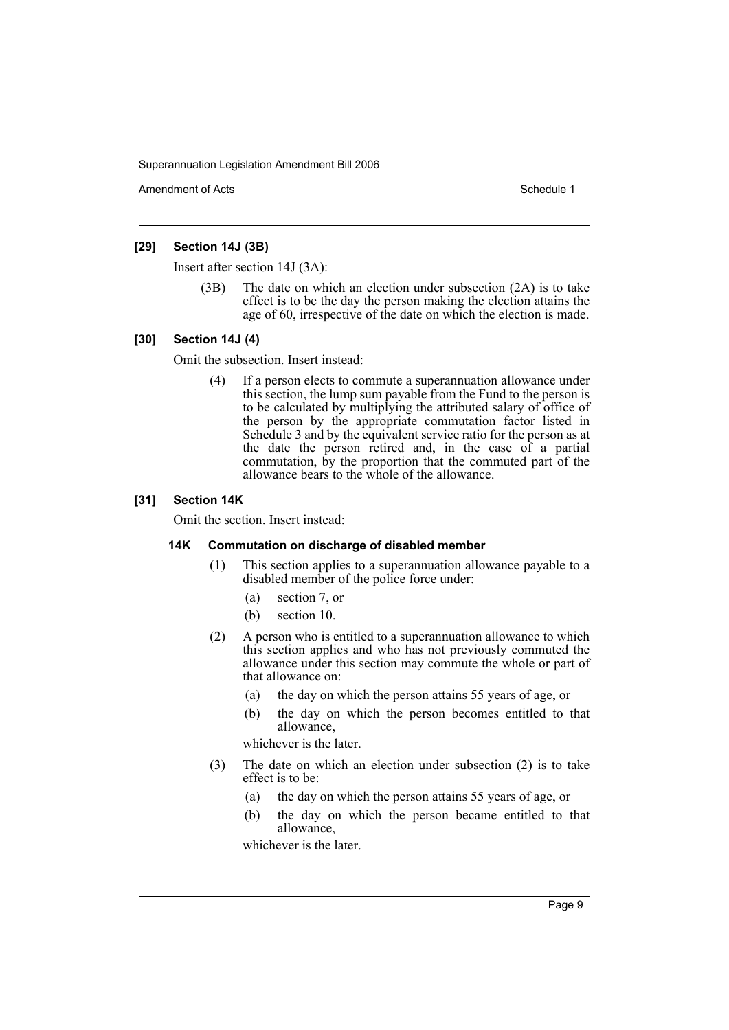**[29] Section 14J (3B)**

Insert after section 14J (3A):

(3B) The date on which an election under subsection (2A) is to take effect is to be the day the person making the election attains the age of 60, irrespective of the date on which the election is made.

**[30] Section 14J (4)**

Omit the subsection. Insert instead:

(4) If a person elects to commute a superannuation allowance under this section, the lump sum payable from the Fund to the person is to be calculated by multiplying the attributed salary of office of the person by the appropriate commutation factor listed in Schedule 3 and by the equivalent service ratio for the person as at the date the person retired and, in the case of a partial commutation, by the proportion that the commuted part of the allowance bears to the whole of the allowance.

**[31] Section 14K**

Omit the section. Insert instead:

**14K Commutation on discharge of disabled member**

(1) This section applies to a superannuation allowance payable to a disabled member of the police force under:

- (a) section 7, or
- (b) section 10.

(2) A person who is entitled to a superannuation allowance to which this section applies and who has not previously commuted the allowance under this section may commute the whole or part of that allowance on:

- (a) the day on which the person attains 55 years of age, or
- (b) the day on which the person becomes entitled to that allowance,

whichever is the later.

(3) The date on which an election under subsection (2) is to take effect is to be:

- (a) the day on which the person attains 55 years of age, or
- (b) the day on which the person became entitled to that allowance,

whichever is the later.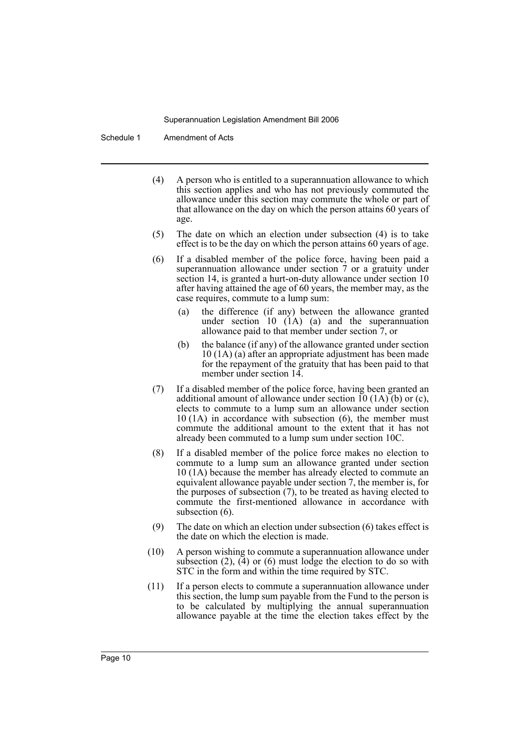(4) A person who is entitled to a superannuation allowance to which this section applies and who has not previously commuted the allowance under this section may commute the whole or part of that allowance on the day on which the person attains 60 years of age.

(5) The date on which an election under subsection (4) is to take effect is to be the day on which the person attains 60 years of age.

(6) If a disabled member of the police force, having been paid a superannuation allowance under section 7 or a gratuity under section 14, is granted a hurt-on-duty allowance under section 10 after having attained the age of 60 years, the member may, as the case requires, commute to a lump sum:

- (a) the difference (if any) between the allowance granted under section 10 (1A) (a) and the superannuation allowance paid to that member under section 7, or
- (b) the balance (if any) of the allowance granted under section 10 (1A) (a) after an appropriate adjustment has been made for the repayment of the gratuity that has been paid to that member under section 14.

(7) If a disabled member of the police force, having been granted an additional amount of allowance under section 10 (1A) (b) or (c), elects to commute to a lump sum an allowance under section 10 (1A) in accordance with subsection (6), the member must commute the additional amount to the extent that it has not already been commuted to a lump sum under section 10C.

(8) If a disabled member of the police force makes no election to commute to a lump sum an allowance granted under section 10 (1A) because the member has already elected to commute an equivalent allowance payable under section 7, the member is, for the purposes of subsection (7), to be treated as having elected to commute the first-mentioned allowance in accordance with subsection (6).

(9) The date on which an election under subsection (6) takes effect is the date on which the election is made.

(10) A person wishing to commute a superannuation allowance under subsection (2), (4) or (6) must lodge the election to do so with STC in the form and within the time required by STC.

(11) If a person elects to commute a superannuation allowance under this section, the lump sum payable from the Fund to the person is to be calculated by multiplying the annual superannuation allowance payable at the time the election takes effect by the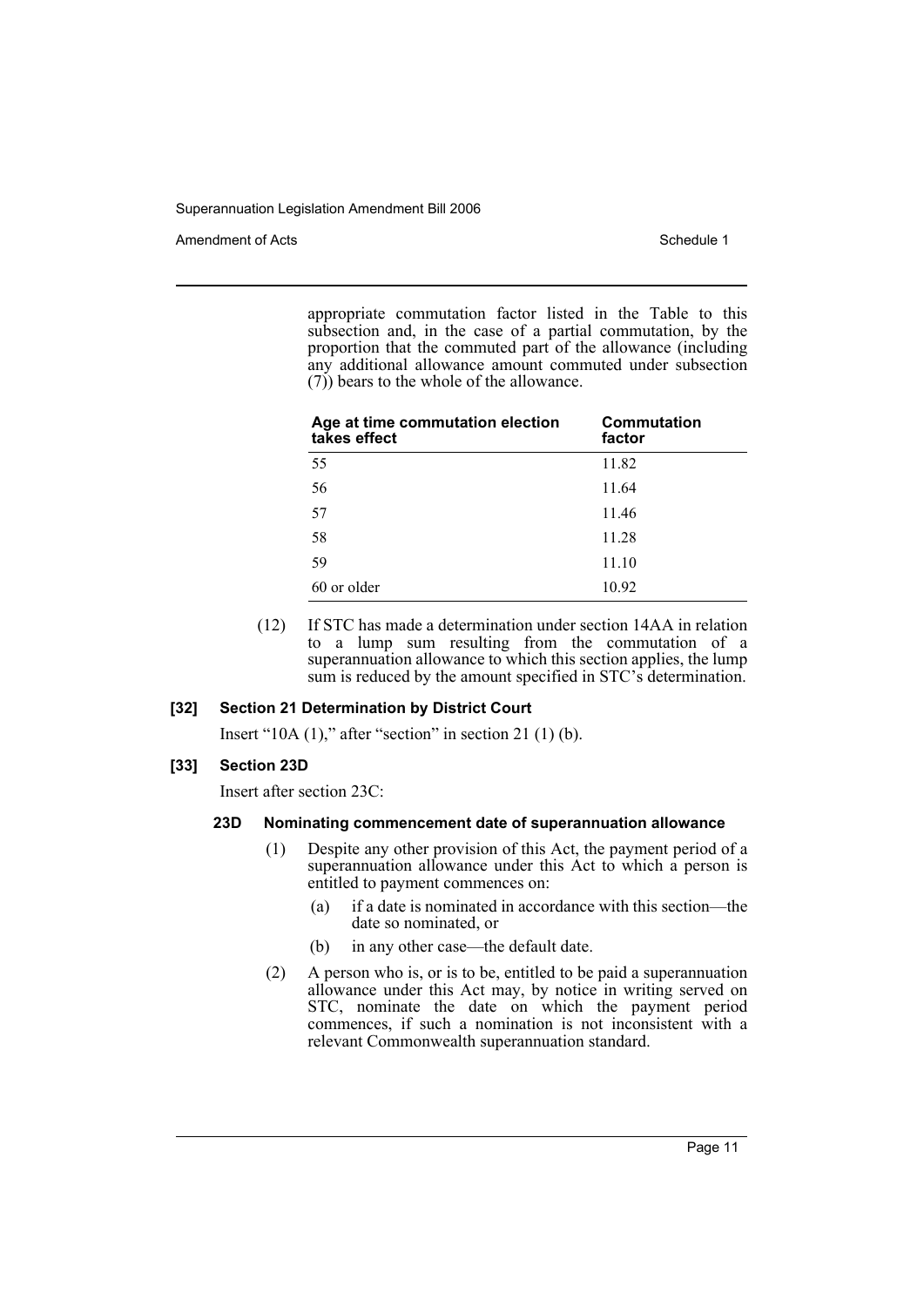appropriate commutation factor listed in the Table to this subsection and, in the case of a partial commutation, by the proportion that the commuted part of the allowance (including any additional allowance amount commuted under subsection (7)) bears to the whole of the allowance.

| Age at time commutation election takes effect | Commutation factor |
|---|---|
| 55 | 11.82 |
| 56 | 11.64 |
| 57 | 11.46 |
| 58 | 11.28 |
| 59 | 11.10 |
| 60 or older | 10.92 |

(12) If STC has made a determination under section 14AA in relation to a lump sum resulting from the commutation of a superannuation allowance to which this section applies, the lump sum is reduced by the amount specified in STC's determination.

### [32] Section 21 Determination by District Court

Insert "10A (1)," after "section" in section 21 (1) (b).

### [33] Section 23D

Insert after section 23C:

#### 23D Nominating commencement date of superannuation allowance

(1) Despite any other provision of this Act, the payment period of a superannuation allowance under this Act to which a person is entitled to payment commences on:

(a) if a date is nominated in accordance with this section—the date so nominated, or

(b) in any other case—the default date.

(2) A person who is, or is to be, entitled to be paid a superannuation allowance under this Act may, by notice in writing served on STC, nominate the date on which the payment period commences, if such a nomination is not inconsistent with a relevant Commonwealth superannuation standard.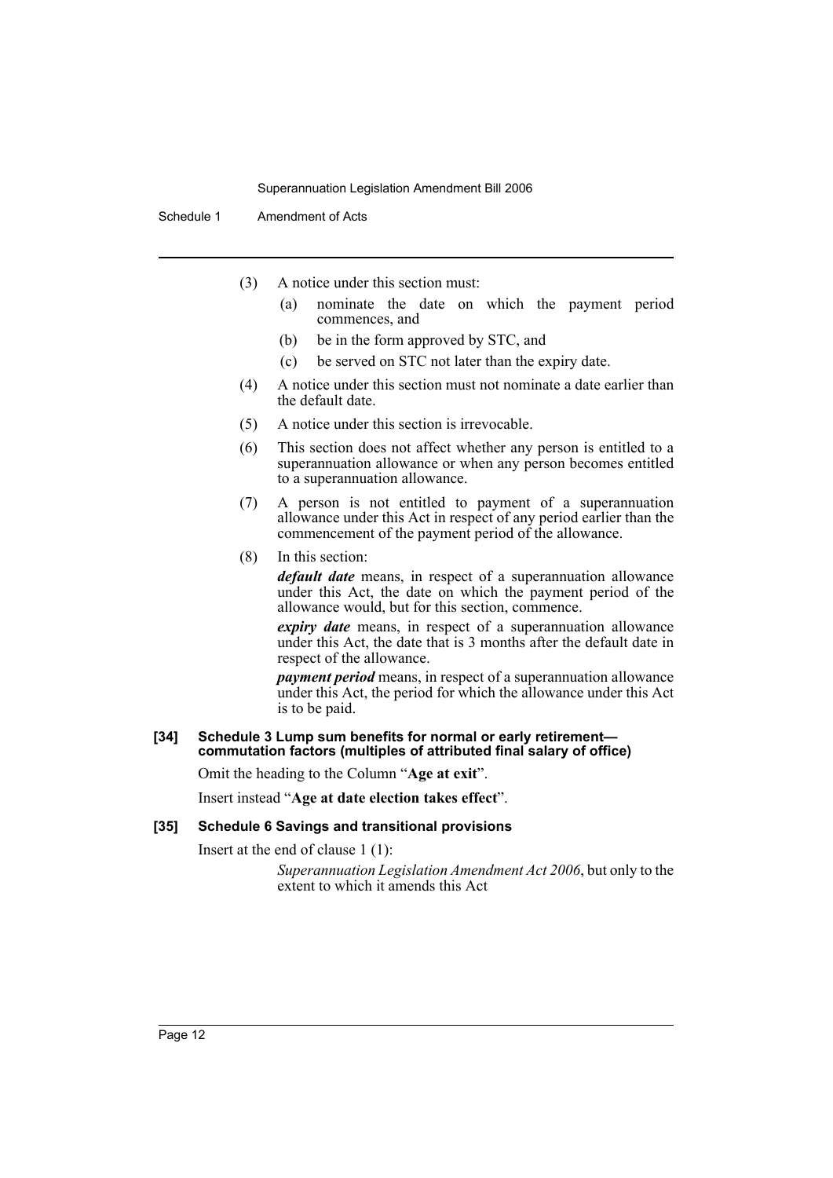(3) A notice under this section must:

(a) nominate the date on which the payment period commences, and

(b) be in the form approved by STC, and

(c) be served on STC not later than the expiry date.

(4) A notice under this section must not nominate a date earlier than the default date.

(5) A notice under this section is irrevocable.

(6) This section does not affect whether any person is entitled to a superannuation allowance or when any person becomes entitled to a superannuation allowance.

(7) A person is not entitled to payment of a superannuation allowance under this Act in respect of any period earlier than the commencement of the payment period of the allowance.

(8) In this section:

***default date*** means, in respect of a superannuation allowance under this Act, the date on which the payment period of the allowance would, but for this section, commence.

***expiry date*** means, in respect of a superannuation allowance under this Act, the date that is 3 months after the default date in respect of the allowance.

***payment period*** means, in respect of a superannuation allowance under this Act, the period for which the allowance under this Act is to be paid.

#### [34] Schedule 3 Lump sum benefits for normal or early retirement—commutation factors (multiples of attributed final salary of office)

Omit the heading to the Column "**Age at exit**".

Insert instead "**Age at date election takes effect**".

#### [35] Schedule 6 Savings and transitional provisions

Insert at the end of clause 1 (1):

*Superannuation Legislation Amendment Act 2006*, but only to the extent to which it amends this Act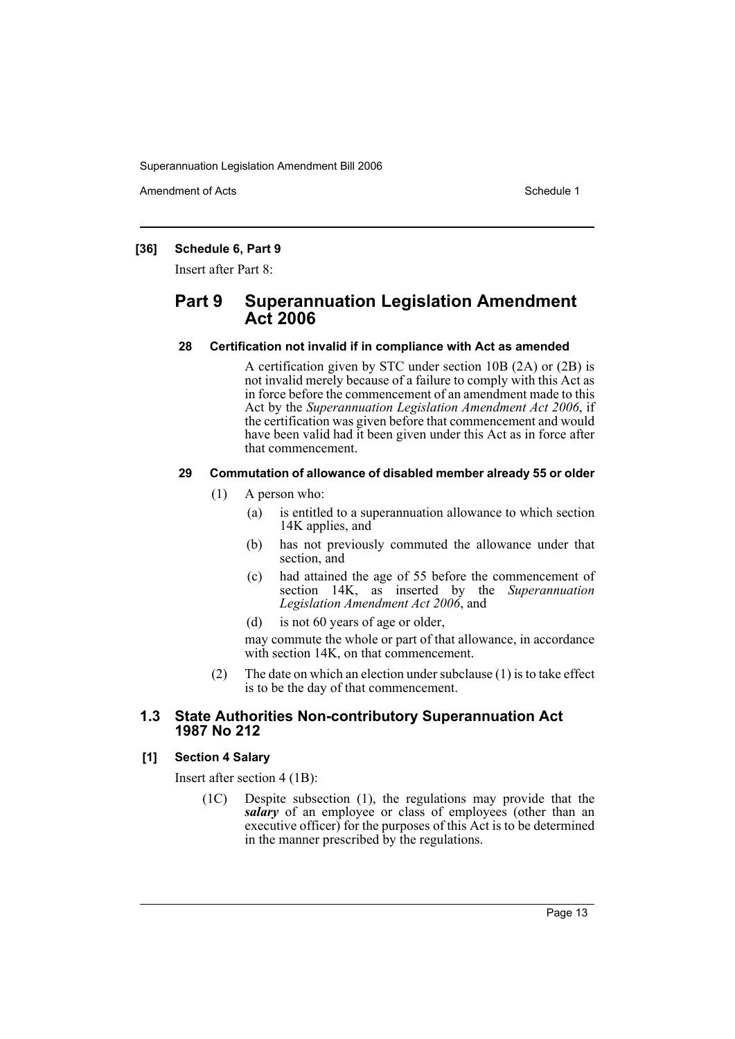### [36] Schedule 6, Part 9

Insert after Part 8:

## Part 9 Superannuation Legislation Amendment Act 2006

#### 28 Certification not invalid if in compliance with Act as amended

A certification given by STC under section 10B (2A) or (2B) is not invalid merely because of a failure to comply with this Act as in force before the commencement of an amendment made to this Act by the *Superannuation Legislation Amendment Act 2006*, if the certification was given before that commencement and would have been valid had it been given under this Act as in force after that commencement.

#### 29 Commutation of allowance of disabled member already 55 or older

(1) A person who:

- (a) is entitled to a superannuation allowance to which section 14K applies, and
- (b) has not previously commuted the allowance under that section, and
- (c) had attained the age of 55 before the commencement of section 14K, as inserted by the *Superannuation Legislation Amendment Act 2006*, and
- (d) is not 60 years of age or older,

may commute the whole or part of that allowance, in accordance with section 14K, on that commencement.

(2) The date on which an election under subclause (1) is to take effect is to be the day of that commencement.

## 1.3 State Authorities Non-contributory Superannuation Act 1987 No 212

### [1] Section 4 Salary

Insert after section 4 (1B):

(1C) Despite subsection (1), the regulations may provide that the ***salary*** of an employee or class of employees (other than an executive officer) for the purposes of this Act is to be determined in the manner prescribed by the regulations.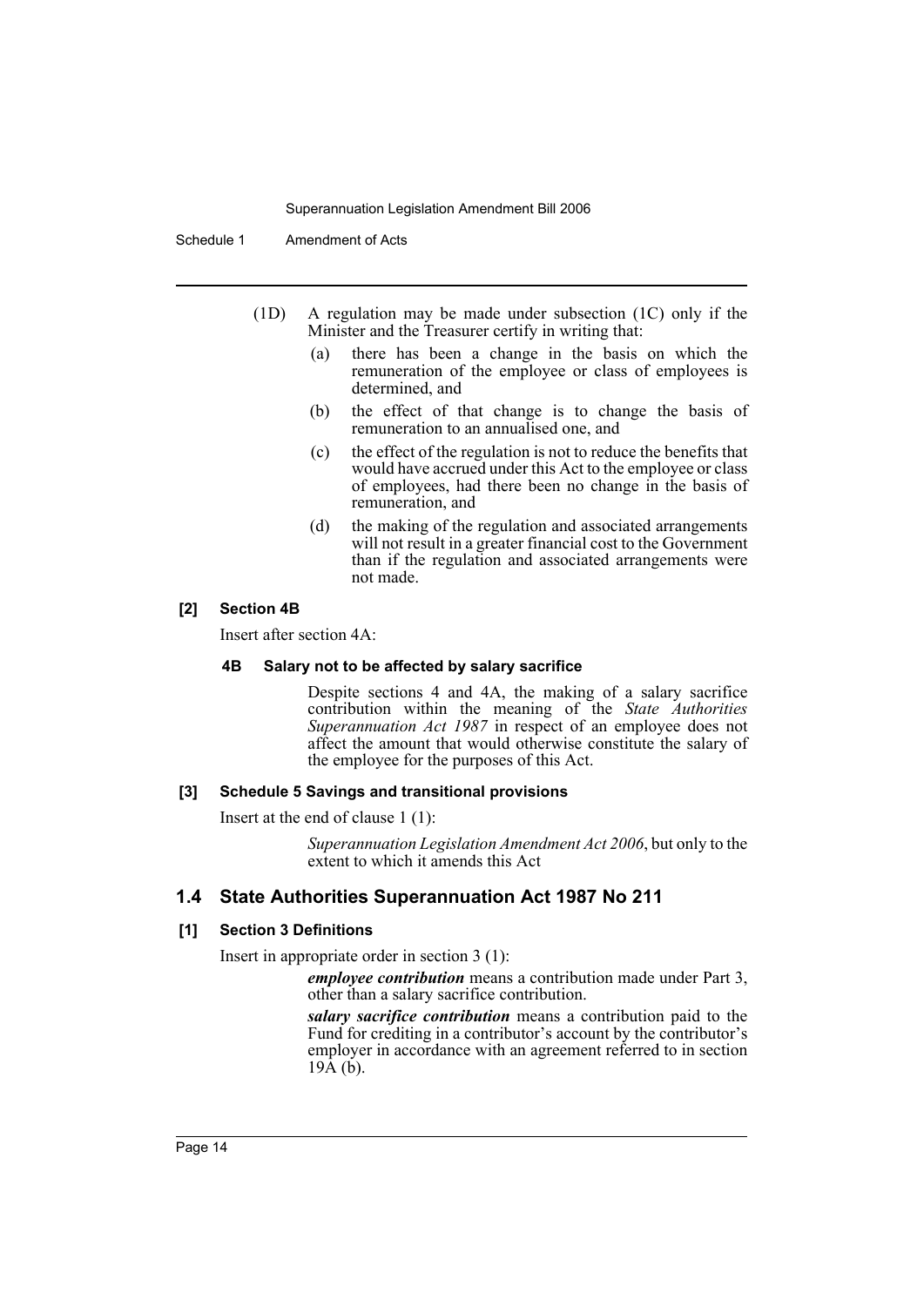(1D) A regulation may be made under subsection (1C) only if the Minister and the Treasurer certify in writing that:

- (a) there has been a change in the basis on which the remuneration of the employee or class of employees is determined, and
- (b) the effect of that change is to change the basis of remuneration to an annualised one, and
- (c) the effect of the regulation is not to reduce the benefits that would have accrued under this Act to the employee or class of employees, had there been no change in the basis of remuneration, and
- (d) the making of the regulation and associated arrangements will not result in a greater financial cost to the Government than if the regulation and associated arrangements were not made.

#### [2] Section 4B

Insert after section 4A:

##### 4B Salary not to be affected by salary sacrifice

Despite sections 4 and 4A, the making of a salary sacrifice contribution within the meaning of the *State Authorities Superannuation Act 1987* in respect of an employee does not affect the amount that would otherwise constitute the salary of the employee for the purposes of this Act.

#### [3] Schedule 5 Savings and transitional provisions

Insert at the end of clause 1 (1):

*Superannuation Legislation Amendment Act 2006*, but only to the extent to which it amends this Act

### 1.4 State Authorities Superannuation Act 1987 No 211

#### [1] Section 3 Definitions

Insert in appropriate order in section 3 (1):

***employee contribution*** means a contribution made under Part 3, other than a salary sacrifice contribution.

***salary sacrifice contribution*** means a contribution paid to the Fund for crediting in a contributor's account by the contributor's employer in accordance with an agreement referred to in section 19A (b).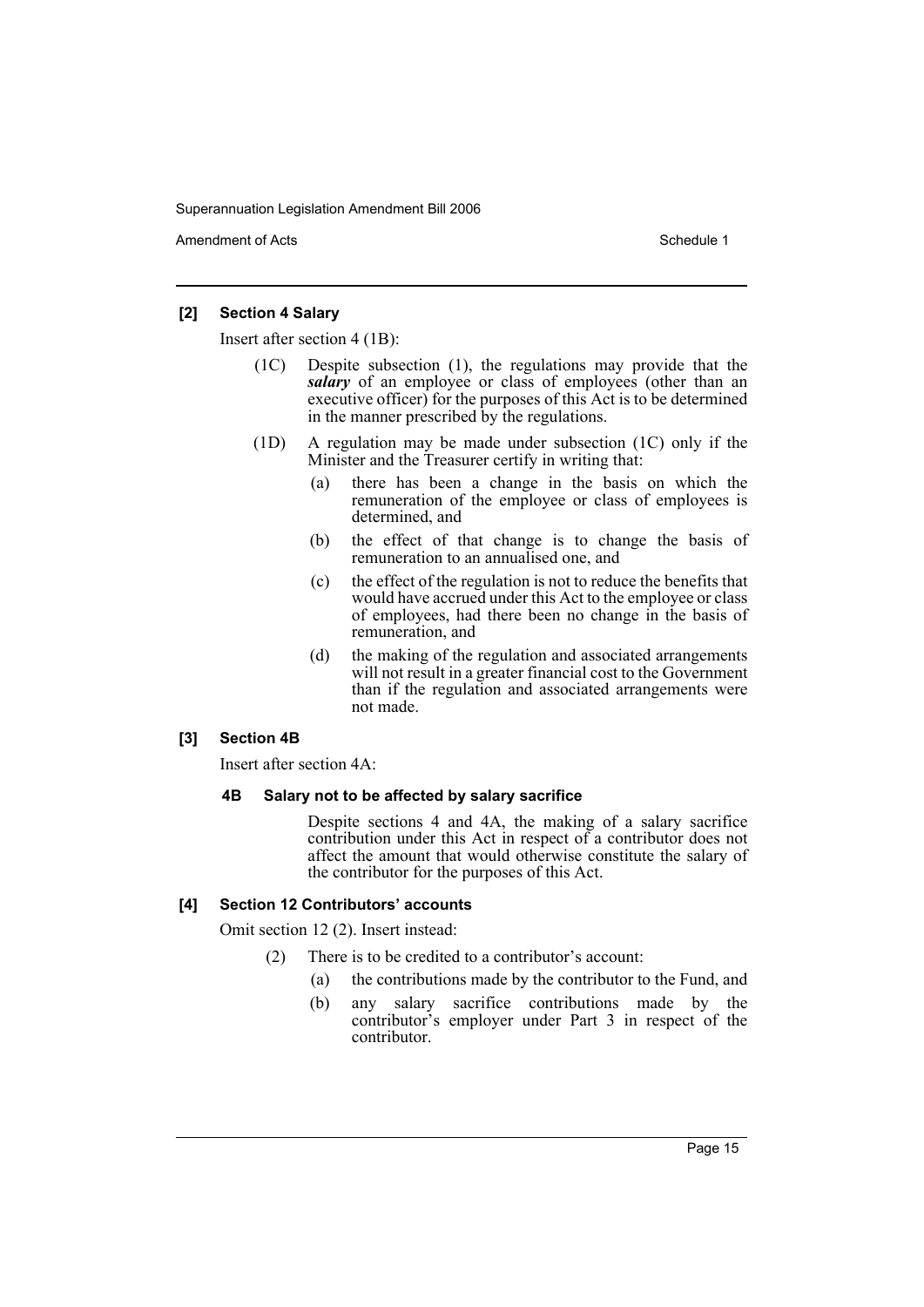### [2] Section 4 Salary

Insert after section 4 (1B):

(1C) Despite subsection (1), the regulations may provide that the ***salary*** of an employee or class of employees (other than an executive officer) for the purposes of this Act is to be determined in the manner prescribed by the regulations.

(1D) A regulation may be made under subsection (1C) only if the Minister and the Treasurer certify in writing that:

- (a) there has been a change in the basis on which the remuneration of the employee or class of employees is determined, and
- (b) the effect of that change is to change the basis of remuneration to an annualised one, and
- (c) the effect of the regulation is not to reduce the benefits that would have accrued under this Act to the employee or class of employees, had there been no change in the basis of remuneration, and
- (d) the making of the regulation and associated arrangements will not result in a greater financial cost to the Government than if the regulation and associated arrangements were not made.

### [3] Section 4B

Insert after section 4A:

#### 4B Salary not to be affected by salary sacrifice

Despite sections 4 and 4A, the making of a salary sacrifice contribution under this Act in respect of a contributor does not affect the amount that would otherwise constitute the salary of the contributor for the purposes of this Act.

### [4] Section 12 Contributors' accounts

Omit section 12 (2). Insert instead:

(2) There is to be credited to a contributor's account:

- (a) the contributions made by the contributor to the Fund, and
- (b) any salary sacrifice contributions made by the contributor's employer under Part 3 in respect of the contributor.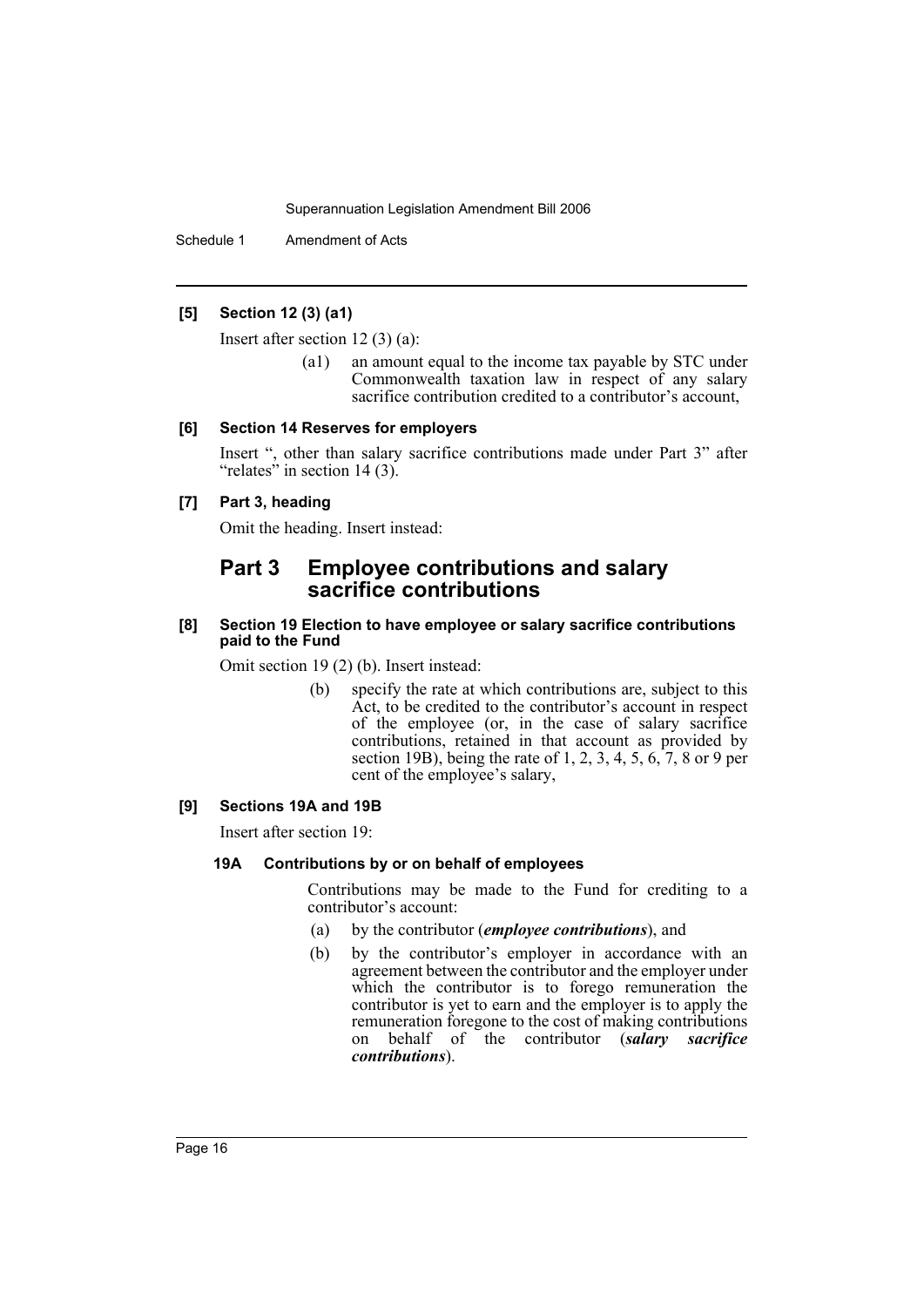**[5] Section 12 (3) (a1)**

Insert after section 12 (3) (a):

(a1) an amount equal to the income tax payable by STC under Commonwealth taxation law in respect of any salary sacrifice contribution credited to a contributor's account,

**[6] Section 14 Reserves for employers**

Insert ", other than salary sacrifice contributions made under Part 3" after "relates" in section 14 (3).

**[7] Part 3, heading**

Omit the heading. Insert instead:

## Part 3 Employee contributions and salary sacrifice contributions

**[8] Section 19 Election to have employee or salary sacrifice contributions paid to the Fund**

Omit section 19 (2) (b). Insert instead:

(b) specify the rate at which contributions are, subject to this Act, to be credited to the contributor's account in respect of the employee (or, in the case of salary sacrifice contributions, retained in that account as provided by section 19B), being the rate of 1, 2, 3, 4, 5, 6, 7, 8 or 9 per cent of the employee's salary,

**[9] Sections 19A and 19B**

Insert after section 19:

**19A Contributions by or on behalf of employees**

Contributions may be made to the Fund for crediting to a contributor's account:

(a) by the contributor (***employee contributions***), and

(b) by the contributor's employer in accordance with an agreement between the contributor and the employer under which the contributor is to forego remuneration the contributor is yet to earn and the employer is to apply the remuneration foregone to the cost of making contributions on behalf of the contributor (***salary sacrifice contributions***).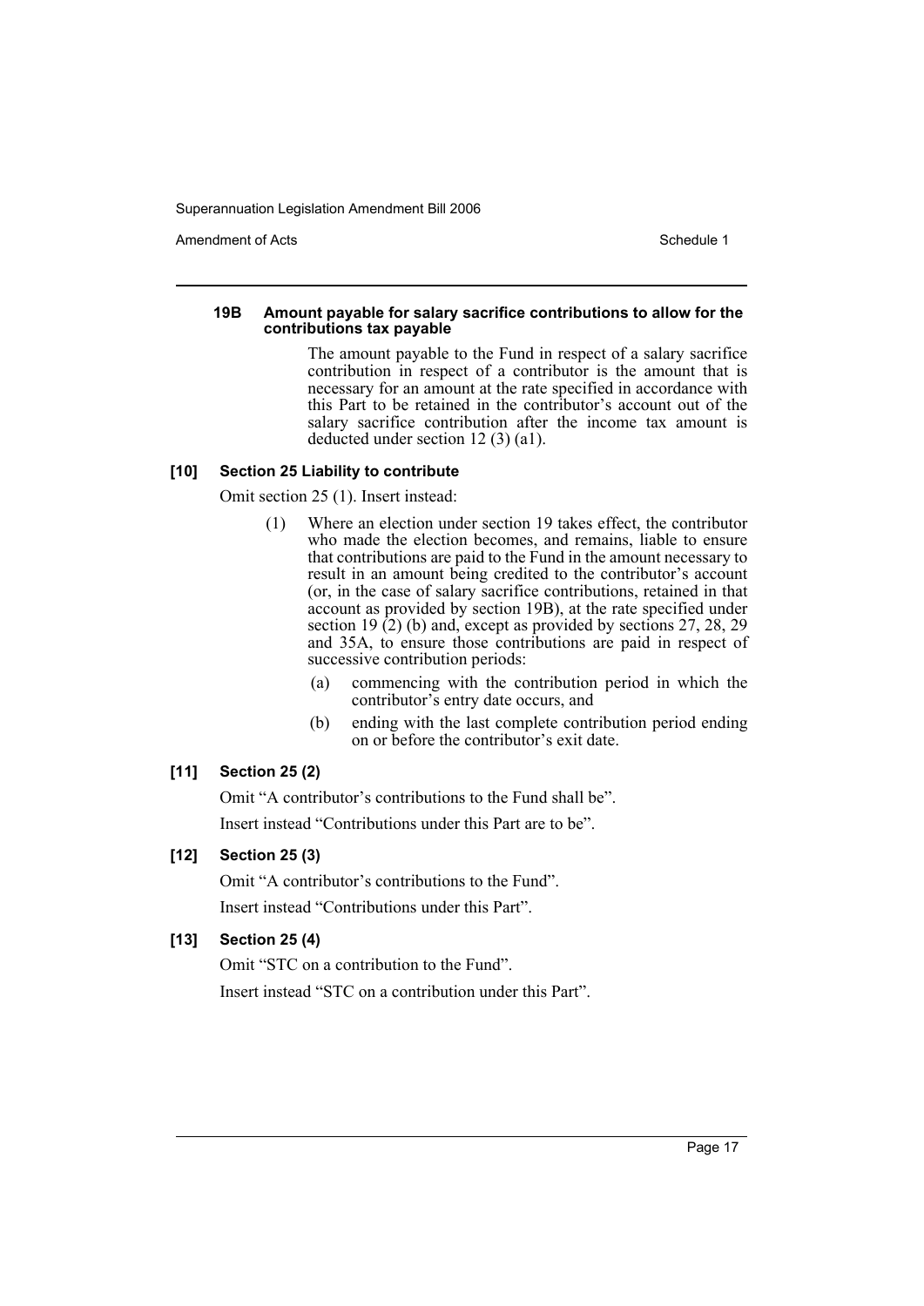#### 19B Amount payable for salary sacrifice contributions to allow for the contributions tax payable

The amount payable to the Fund in respect of a salary sacrifice contribution in respect of a contributor is the amount that is necessary for an amount at the rate specified in accordance with this Part to be retained in the contributor's account out of the salary sacrifice contribution after the income tax amount is deducted under section 12 (3) (a1).

#### [10] Section 25 Liability to contribute

Omit section 25 (1). Insert instead:

(1) Where an election under section 19 takes effect, the contributor who made the election becomes, and remains, liable to ensure that contributions are paid to the Fund in the amount necessary to result in an amount being credited to the contributor's account (or, in the case of salary sacrifice contributions, retained in that account as provided by section 19B), at the rate specified under section 19 (2) (b) and, except as provided by sections 27, 28, 29 and 35A, to ensure those contributions are paid in respect of successive contribution periods:

(a) commencing with the contribution period in which the contributor's entry date occurs, and

(b) ending with the last complete contribution period ending on or before the contributor's exit date.

#### [11] Section 25 (2)

Omit "A contributor's contributions to the Fund shall be".

Insert instead "Contributions under this Part are to be".

#### [12] Section 25 (3)

Omit "A contributor's contributions to the Fund".

Insert instead "Contributions under this Part".

#### [13] Section 25 (4)

Omit "STC on a contribution to the Fund".

Insert instead "STC on a contribution under this Part".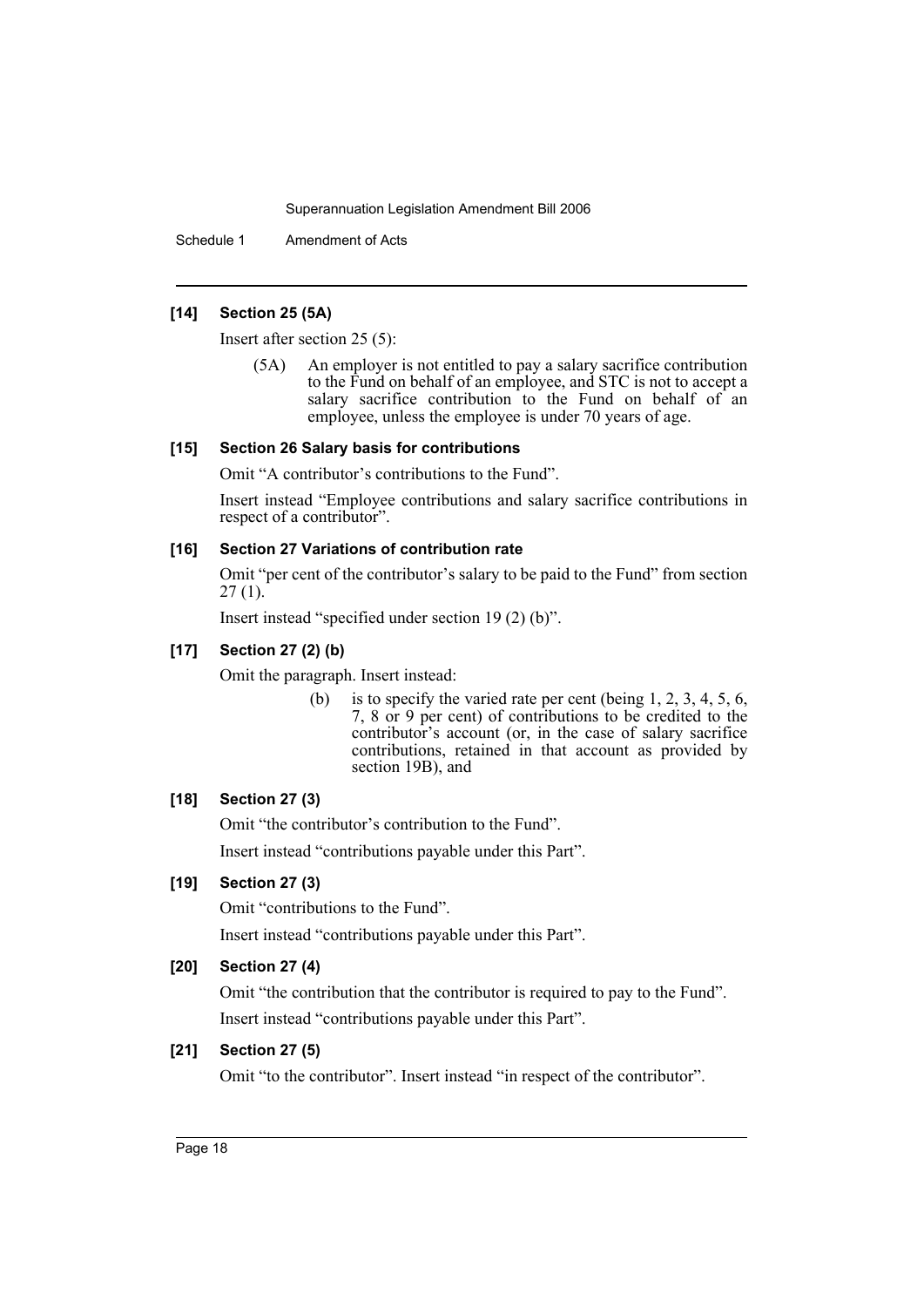### [14] Section 25 (5A)

Insert after section 25 (5):

> (5A) An employer is not entitled to pay a salary sacrifice contribution to the Fund on behalf of an employee, and STC is not to accept a salary sacrifice contribution to the Fund on behalf of an employee, unless the employee is under 70 years of age.

### [15] Section 26 Salary basis for contributions

Omit "A contributor's contributions to the Fund".

Insert instead "Employee contributions and salary sacrifice contributions in respect of a contributor".

### [16] Section 27 Variations of contribution rate

Omit "per cent of the contributor's salary to be paid to the Fund" from section 27 (1).

Insert instead "specified under section 19 (2) (b)".

### [17] Section 27 (2) (b)

Omit the paragraph. Insert instead:

> (b) is to specify the varied rate per cent (being 1, 2, 3, 4, 5, 6, 7, 8 or 9 per cent) of contributions to be credited to the contributor's account (or, in the case of salary sacrifice contributions, retained in that account as provided by section 19B), and

### [18] Section 27 (3)

Omit "the contributor's contribution to the Fund".

Insert instead "contributions payable under this Part".

### [19] Section 27 (3)

Omit "contributions to the Fund".

Insert instead "contributions payable under this Part".

### [20] Section 27 (4)

Omit "the contribution that the contributor is required to pay to the Fund".

Insert instead "contributions payable under this Part".

### [21] Section 27 (5)

Omit "to the contributor". Insert instead "in respect of the contributor".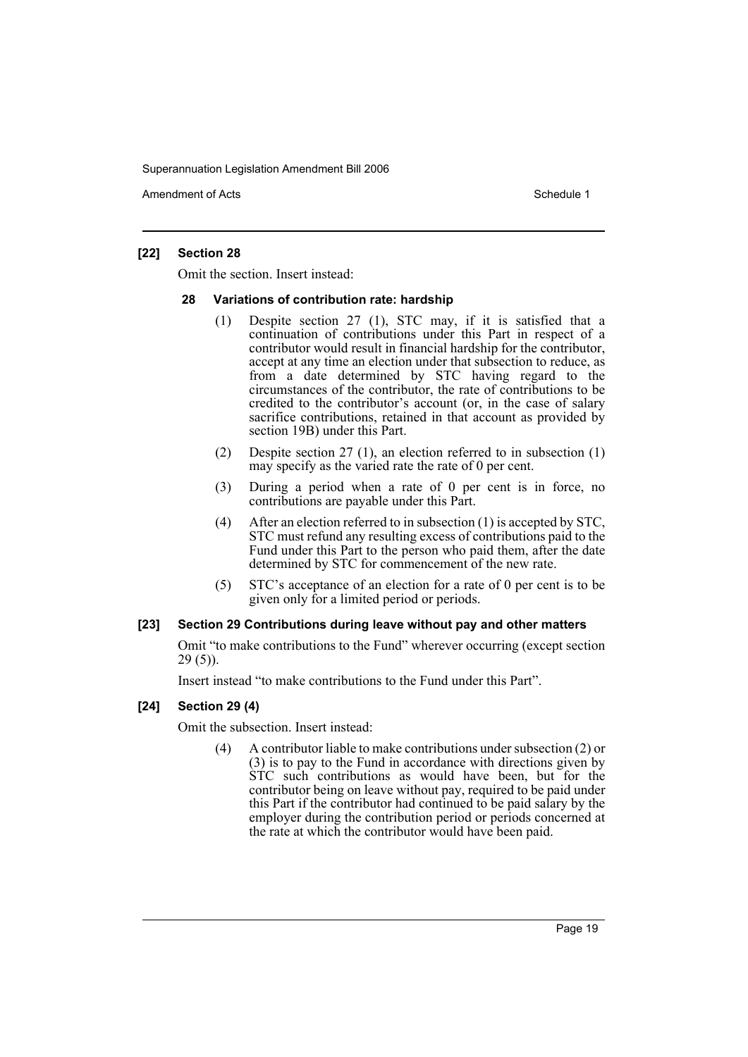### [22] Section 28

Omit the section. Insert instead:

#### 28 Variations of contribution rate: hardship

(1) Despite section 27 (1), STC may, if it is satisfied that a continuation of contributions under this Part in respect of a contributor would result in financial hardship for the contributor, accept at any time an election under that subsection to reduce, as from a date determined by STC having regard to the circumstances of the contributor, the rate of contributions to be credited to the contributor's account (or, in the case of salary sacrifice contributions, retained in that account as provided by section 19B) under this Part.

(2) Despite section 27 (1), an election referred to in subsection (1) may specify as the varied rate the rate of 0 per cent.

(3) During a period when a rate of 0 per cent is in force, no contributions are payable under this Part.

(4) After an election referred to in subsection (1) is accepted by STC, STC must refund any resulting excess of contributions paid to the Fund under this Part to the person who paid them, after the date determined by STC for commencement of the new rate.

(5) STC's acceptance of an election for a rate of 0 per cent is to be given only for a limited period or periods.

### [23] Section 29 Contributions during leave without pay and other matters

Omit "to make contributions to the Fund" wherever occurring (except section 29 (5)).

Insert instead "to make contributions to the Fund under this Part".

### [24] Section 29 (4)

Omit the subsection. Insert instead:

(4) A contributor liable to make contributions under subsection (2) or (3) is to pay to the Fund in accordance with directions given by STC such contributions as would have been, but for the contributor being on leave without pay, required to be paid under this Part if the contributor had continued to be paid salary by the employer during the contribution period or periods concerned at the rate at which the contributor would have been paid.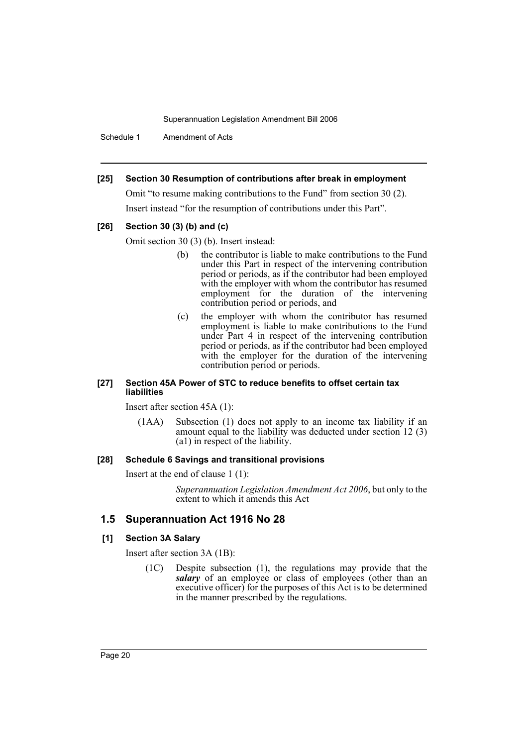**[25] Section 30 Resumption of contributions after break in employment**

Omit "to resume making contributions to the Fund" from section 30 (2).

Insert instead "for the resumption of contributions under this Part".

**[26] Section 30 (3) (b) and (c)**

Omit section 30 (3) (b). Insert instead:

> (b) the contributor is liable to make contributions to the Fund under this Part in respect of the intervening contribution period or periods, as if the contributor had been employed with the employer with whom the contributor has resumed employment for the duration of the intervening contribution period or periods, and
>
> (c) the employer with whom the contributor has resumed employment is liable to make contributions to the Fund under Part 4 in respect of the intervening contribution period or periods, as if the contributor had been employed with the employer for the duration of the intervening contribution period or periods.

**[27] Section 45A Power of STC to reduce benefits to offset certain tax liabilities**

Insert after section 45A (1):

> (1AA) Subsection (1) does not apply to an income tax liability if an amount equal to the liability was deducted under section 12 (3) (a1) in respect of the liability.

**[28] Schedule 6 Savings and transitional provisions**

Insert at the end of clause 1 (1):

> *Superannuation Legislation Amendment Act 2006*, but only to the extent to which it amends this Act

## 1.5 Superannuation Act 1916 No 28

**[1] Section 3A Salary**

Insert after section 3A (1B):

> (1C) Despite subsection (1), the regulations may provide that the ***salary*** of an employee or class of employees (other than an executive officer) for the purposes of this Act is to be determined in the manner prescribed by the regulations.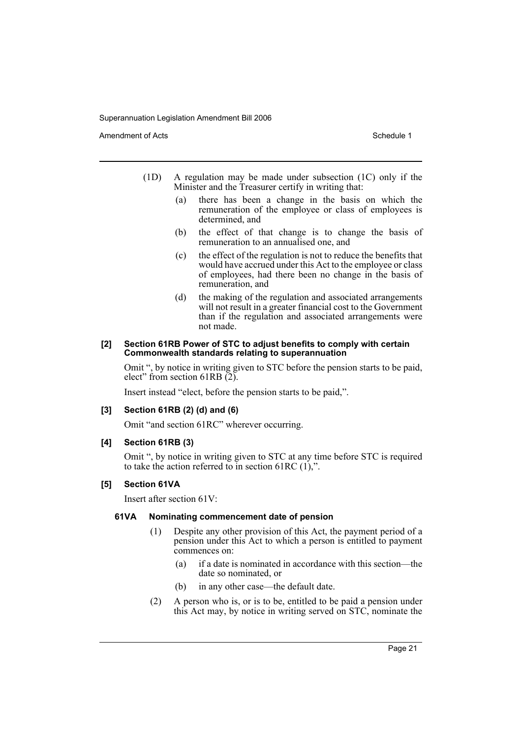(1D) A regulation may be made under subsection (1C) only if the Minister and the Treasurer certify in writing that:

- (a) there has been a change in the basis on which the remuneration of the employee or class of employees is determined, and
- (b) the effect of that change is to change the basis of remuneration to an annualised one, and
- (c) the effect of the regulation is not to reduce the benefits that would have accrued under this Act to the employee or class of employees, had there been no change in the basis of remuneration, and
- (d) the making of the regulation and associated arrangements will not result in a greater financial cost to the Government than if the regulation and associated arrangements were not made.

**[2] Section 61RB Power of STC to adjust benefits to comply with certain Commonwealth standards relating to superannuation**

Omit ", by notice in writing given to STC before the pension starts to be paid, elect" from section 61RB (2).

Insert instead "elect, before the pension starts to be paid,".

**[3] Section 61RB (2) (d) and (6)**

Omit "and section 61RC" wherever occurring.

**[4] Section 61RB (3)**

Omit ", by notice in writing given to STC at any time before STC is required to take the action referred to in section 61RC (1),".

**[5] Section 61VA**

Insert after section 61V:

**61VA Nominating commencement date of pension**

(1) Despite any other provision of this Act, the payment period of a pension under this Act to which a person is entitled to payment commences on:

- (a) if a date is nominated in accordance with this section—the date so nominated, or
- (b) in any other case—the default date.

(2) A person who is, or is to be, entitled to be paid a pension under this Act may, by notice in writing served on STC, nominate the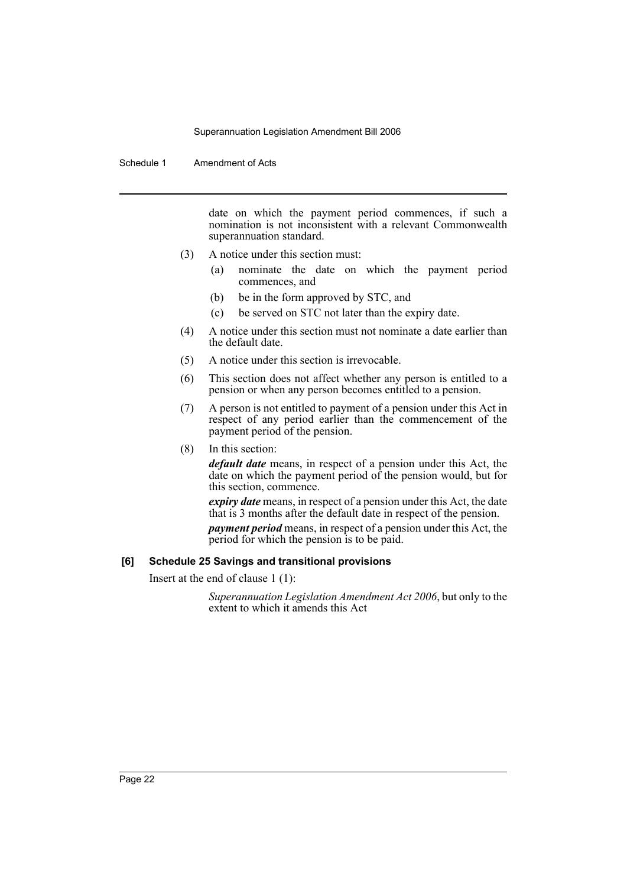date on which the payment period commences, if such a nomination is not inconsistent with a relevant Commonwealth superannuation standard.

(3) A notice under this section must:

(a) nominate the date on which the payment period commences, and

(b) be in the form approved by STC, and

(c) be served on STC not later than the expiry date.

(4) A notice under this section must not nominate a date earlier than the default date.

(5) A notice under this section is irrevocable.

(6) This section does not affect whether any person is entitled to a pension or when any person becomes entitled to a pension.

(7) A person is not entitled to payment of a pension under this Act in respect of any period earlier than the commencement of the payment period of the pension.

(8) In this section:

***default date*** means, in respect of a pension under this Act, the date on which the payment period of the pension would, but for this section, commence.

***expiry date*** means, in respect of a pension under this Act, the date that is 3 months after the default date in respect of the pension.

***payment period*** means, in respect of a pension under this Act, the period for which the pension is to be paid.

**[6] Schedule 25 Savings and transitional provisions**

Insert at the end of clause 1 (1):

*Superannuation Legislation Amendment Act 2006*, but only to the extent to which it amends this Act